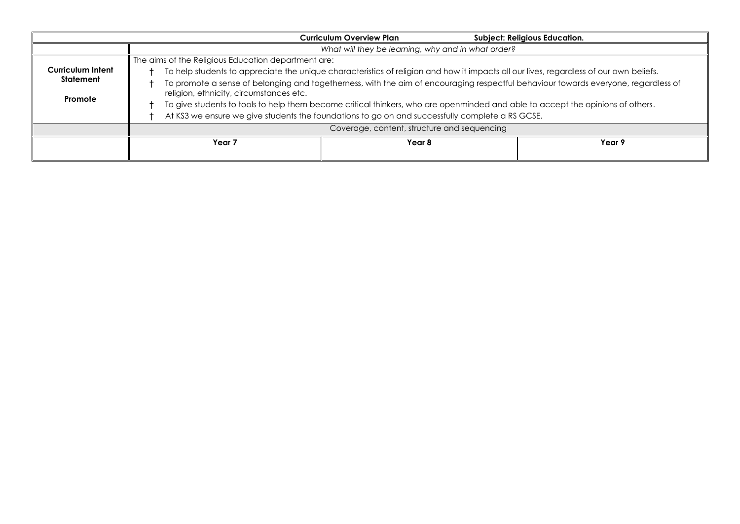| | Curriculum Overview Plan | Subject: Religious Education. | |
|---|---|---|---|
| | *What will they be learning, why and in what order?* | | |
| **Curriculum Intent Statement**<br><br>**Promote** | The aims of the Religious Education department are:<br>† To help students to appreciate the unique characteristics of religion and how it impacts all our lives, regardless of our own beliefs.<br>† To promote a sense of belonging and togetherness, with the aim of encouraging respectful behaviour towards everyone, regardless of religion, ethnicity, circumstances etc.<br>† To give students to tools to help them become critical thinkers, who are openminded and able to accept the opinions of others.<br>† At KS3 we ensure we give students the foundations to go on and successfully complete a RS GCSE. | | |
| | Coverage, content, structure and sequencing | | |
| | **Year 7** | **Year 8** | **Year 9** |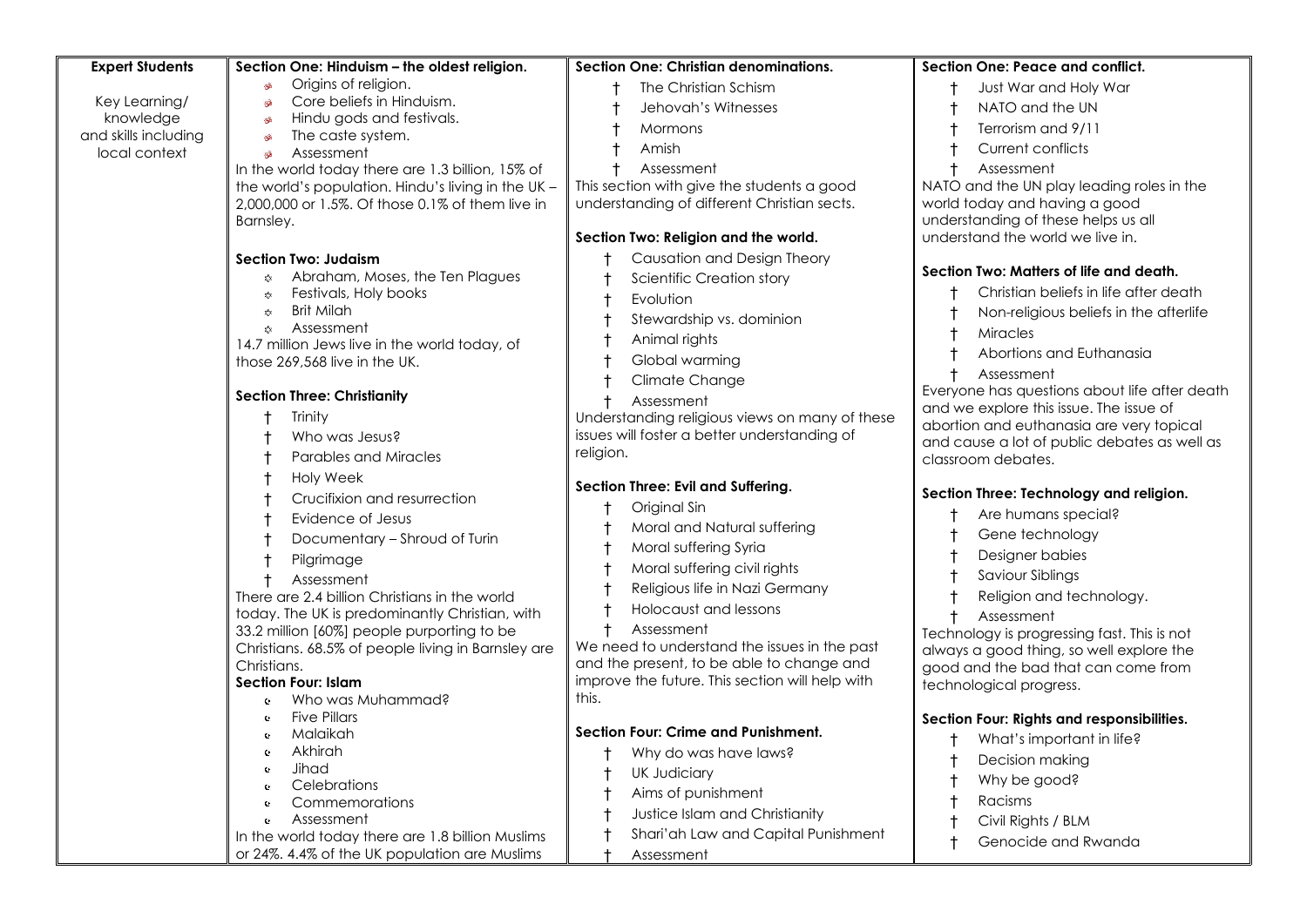| Expert Students | | | |
|---|---|---|---|
| Key Learning/ knowledge and skills including local context | **Section One: Hinduism – the oldest religion.**<br>- Origins of religion.<br>- Core beliefs in Hinduism.<br>- Hindu gods and festivals.<br>- The caste system.<br>- Assessment<br><br>In the world today there are 1.3 billion, 15% of the world's population. Hindu's living in the UK – 2,000,000 or 1.5%. Of those 0.1% of them live in Barnsley.<br><br>**Section Two: Judaism**<br>- Abraham, Moses, the Ten Plagues<br>- Festivals, Holy books<br>- Brit Milah<br>- Assessment<br><br>14.7 million Jews live in the world today, of those 269,568 live in the UK.<br><br>**Section Three: Christianity**<br>- Trinity<br>- Who was Jesus?<br>- Parables and Miracles<br>- Holy Week<br>- Crucifixion and resurrection<br>- Evidence of Jesus<br>- Documentary – Shroud of Turin<br>- Pilgrimage<br>- Assessment<br><br>There are 2.4 billion Christians in the world today. The UK is predominantly Christian, with 33.2 million [60%] people purporting to be Christians. 68.5% of people living in Barnsley are Christians.<br><br>**Section Four: Islam**<br>- Who was Muhammad?<br>- Five Pillars<br>- Malaikah<br>- Akhirah<br>- Jihad<br>- Celebrations<br>- Commemorations<br>- Assessment<br><br>In the world today there are 1.8 billion Muslims or 24%. 4.4% of the UK population are Muslims | **Section One: Christian denominations.**<br>- The Christian Schism<br>- Jehovah's Witnesses<br>- Mormons<br>- Amish<br>- Assessment<br><br>This section with give the students a good understanding of different Christian sects.<br><br>**Section Two: Religion and the world.**<br>- Causation and Design Theory<br>- Scientific Creation story<br>- Evolution<br>- Stewardship vs. dominion<br>- Animal rights<br>- Global warming<br>- Climate Change<br>- Assessment<br><br>Understanding religious views on many of these issues will foster a better understanding of religion.<br><br>**Section Three: Evil and Suffering.**<br>- Original Sin<br>- Moral and Natural suffering<br>- Moral suffering Syria<br>- Moral suffering civil rights<br>- Religious life in Nazi Germany<br>- Holocaust and lessons<br>- Assessment<br><br>We need to understand the issues in the past and the present, to be able to change and improve the future. This section will help with this.<br><br>**Section Four: Crime and Punishment.**<br>- Why do was have laws?<br>- UK Judiciary<br>- Aims of punishment<br>- Justice Islam and Christianity<br>- Shari'ah Law and Capital Punishment<br>- Assessment | **Section One: Peace and conflict.**<br>- Just War and Holy War<br>- NATO and the UN<br>- Terrorism and 9/11<br>- Current conflicts<br>- Assessment<br><br>NATO and the UN play leading roles in the world today and having a good understanding of these helps us all understand the world we live in.<br><br>**Section Two: Matters of life and death.**<br>- Christian beliefs in life after death<br>- Non-religious beliefs in the afterlife<br>- Miracles<br>- Abortions and Euthanasia<br>- Assessment<br><br>Everyone has questions about life after death and we explore this issue. The issue of abortion and euthanasia are very topical and cause a lot of public debates as well as classroom debates.<br><br>**Section Three: Technology and religion.**<br>- Are humans special?<br>- Gene technology<br>- Designer babies<br>- Saviour Siblings<br>- Religion and technology.<br>- Assessment<br><br>Technology is progressing fast. This is not always a good thing, so well explore the good and the bad that can come from technological progress.<br><br>**Section Four: Rights and responsibilities.**<br>- What's important in life?<br>- Decision making<br>- Why be good?<br>- Racisms<br>- Civil Rights / BLM<br>- Genocide and Rwanda |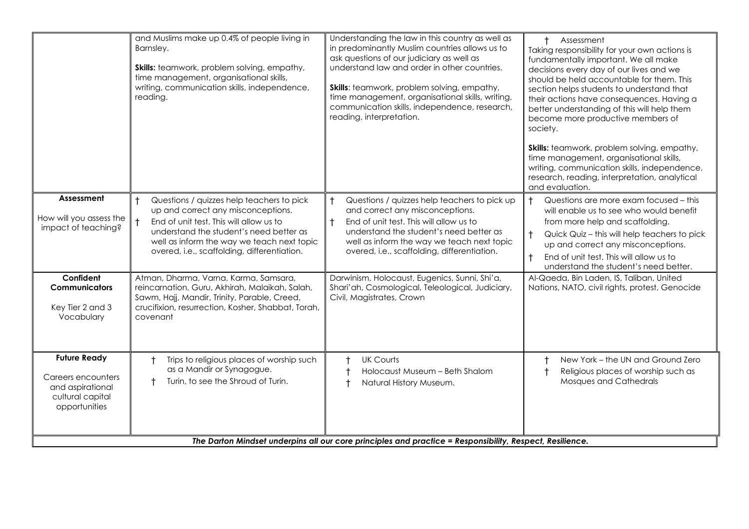| | | | |
|---|---|---|---|
| | and Muslims make up 0.4% of people living in Barnsley.<br><br>**Skills:** teamwork, problem solving, empathy, time management, organisational skills, writing, communication skills, independence, reading. | Understanding the law in this country as well as in predominantly Muslim countries allows us to ask questions of our judiciary as well as understand law and order in other countries.<br><br>**Skills**: teamwork, problem solving, empathy, time management, organisational skills, writing, communication skills, independence, research, reading, interpretation. | † Assessment<br>Taking responsibility for your own actions is fundamentally important. We all make decisions every day of our lives and we should be held accountable for them. This section helps students to understand that their actions have consequences. Having a better understanding of this will help them become more productive members of society.<br><br>**Skills:** teamwork, problem solving, empathy, time management, organisational skills, writing, communication skills, independence, research, reading, interpretation, analytical and evaluation. |
| **Assessment**<br><br>How will you assess the impact of teaching? | † Questions / quizzes help teachers to pick up and correct any misconceptions.<br>† End of unit test. This will allow us to understand the student's need better as well as inform the way we teach next topic overed, i.e., scaffolding, differentiation. | † Questions / quizzes help teachers to pick up and correct any misconceptions.<br>† End of unit test. This will allow us to understand the student's need better as well as inform the way we teach next topic overed, i.e., scaffolding, differentiation. | † Questions are more exam focused – this will enable us to see who would benefit from more help and scaffolding.<br>† Quick Quiz – this will help teachers to pick up and correct any misconceptions.<br>† End of unit test. This will allow us to understand the student's need better. |
| **Confident Communicators**<br><br>Key Tier 2 and 3 Vocabulary | Atman, Dharma, Varna, Karma, Samsara, reincarnation, Guru, Akhirah, Malaikah, Salah, Sawm, Hajj, Mandir, Trinity, Parable, Creed, crucifixion, resurrection, Kosher, Shabbat, Torah, covenant | Darwinism, Holocaust, Eugenics, Sunni, Shi'a, Shari'ah, Cosmological, Teleological, Judiciary, Civil, Magistrates, Crown | Al-Qaeda, Bin Laden, IS, Taliban, United Nations, NATO, civil rights, protest, Genocide |
| **Future Ready**<br><br>Careers encounters and aspirational cultural capital opportunities | † Trips to religious places of worship such as a Mandir or Synagogue.<br>† Turin, to see the Shroud of Turin. | † UK Courts<br>† Holocaust Museum – Beth Shalom<br>† Natural History Museum. | † New York – the UN and Ground Zero<br>† Religious places of worship such as Mosques and Cathedrals |
| ***The Darton Mindset underpins all our core principles and practice = Responsibility, Respect, Resilience.*** | | | |